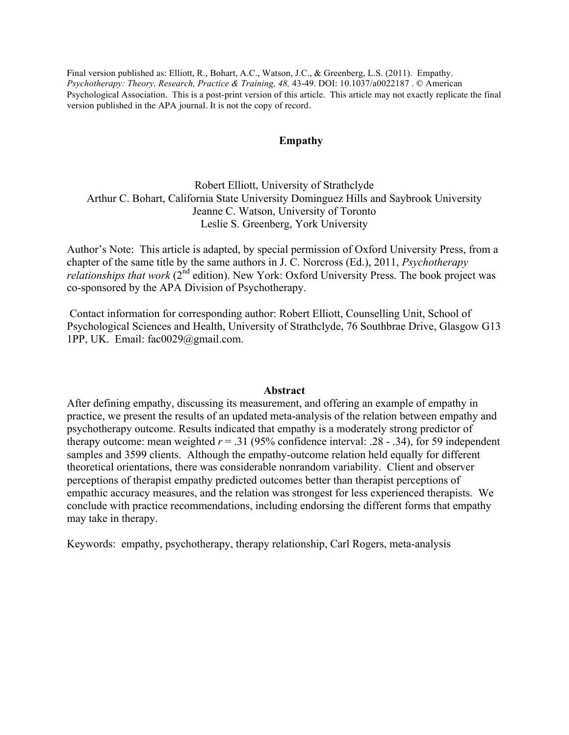Final version published as: Elliott, R., Bohart, A.C., Watson, J.C., & Greenberg, L.S. (2011). Empathy. *Psychotherapy: Theory, Research, Practice & Training, 48,* 43-49. DOI: 10.1037/a0022187 . © American Psychological Association. This is a post-print version of this article. This article may not exactly replicate the final version published in the APA journal. It is not the copy of record.

# Empathy

Robert Elliott, University of Strathclyde
Arthur C. Bohart, California State University Dominguez Hills and Saybrook University
Jeanne C. Watson, University of Toronto
Leslie S. Greenberg, York University

Author's Note: This article is adapted, by special permission of Oxford University Press, from a chapter of the same title by the same authors in J. C. Norcross (Ed.), 2011, *Psychotherapy relationships that work* (2nd edition). New York: Oxford University Press. The book project was co-sponsored by the APA Division of Psychotherapy.

Contact information for corresponding author: Robert Elliott, Counselling Unit, School of Psychological Sciences and Health, University of Strathclyde, 76 Southbrae Drive, Glasgow G13 1PP, UK. Email: fac0029@gmail.com.

## Abstract

After defining empathy, discussing its measurement, and offering an example of empathy in practice, we present the results of an updated meta-analysis of the relation between empathy and psychotherapy outcome. Results indicated that empathy is a moderately strong predictor of therapy outcome: mean weighted $r = .31$ (95% confidence interval: .28 - .34), for 59 independent samples and 3599 clients. Although the empathy-outcome relation held equally for different theoretical orientations, there was considerable nonrandom variability. Client and observer perceptions of therapist empathy predicted outcomes better than therapist perceptions of empathic accuracy measures, and the relation was strongest for less experienced therapists. We conclude with practice recommendations, including endorsing the different forms that empathy may take in therapy.

Keywords: empathy, psychotherapy, therapy relationship, Carl Rogers, meta-analysis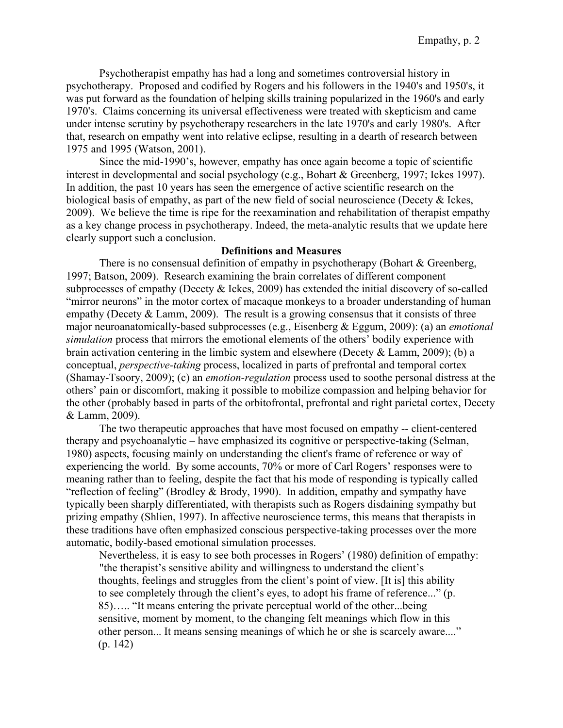Psychotherapist empathy has had a long and sometimes controversial history in psychotherapy. Proposed and codified by Rogers and his followers in the 1940's and 1950's, it was put forward as the foundation of helping skills training popularized in the 1960's and early 1970's. Claims concerning its universal effectiveness were treated with skepticism and came under intense scrutiny by psychotherapy researchers in the late 1970's and early 1980's. After that, research on empathy went into relative eclipse, resulting in a dearth of research between 1975 and 1995 (Watson, 2001).

Since the mid-1990's, however, empathy has once again become a topic of scientific interest in developmental and social psychology (e.g., Bohart & Greenberg, 1997; Ickes 1997). In addition, the past 10 years has seen the emergence of active scientific research on the biological basis of empathy, as part of the new field of social neuroscience (Decety & Ickes, 2009). We believe the time is ripe for the reexamination and rehabilitation of therapist empathy as a key change process in psychotherapy. Indeed, the meta-analytic results that we update here clearly support such a conclusion.

## Definitions and Measures

There is no consensual definition of empathy in psychotherapy (Bohart & Greenberg, 1997; Batson, 2009). Research examining the brain correlates of different component subprocesses of empathy (Decety & Ickes, 2009) has extended the initial discovery of so-called "mirror neurons" in the motor cortex of macaque monkeys to a broader understanding of human empathy (Decety & Lamm, 2009). The result is a growing consensus that it consists of three major neuroanatomically-based subprocesses (e.g., Eisenberg & Eggum, 2009): (a) an *emotional simulation* process that mirrors the emotional elements of the others' bodily experience with brain activation centering in the limbic system and elsewhere (Decety & Lamm, 2009); (b) a conceptual, *perspective-taking* process, localized in parts of prefrontal and temporal cortex (Shamay-Tsoory, 2009); (c) an *emotion-regulation* process used to soothe personal distress at the others' pain or discomfort, making it possible to mobilize compassion and helping behavior for the other (probably based in parts of the orbitofrontal, prefrontal and right parietal cortex, Decety & Lamm, 2009).

The two therapeutic approaches that have most focused on empathy -- client-centered therapy and psychoanalytic – have emphasized its cognitive or perspective-taking (Selman, 1980) aspects, focusing mainly on understanding the client's frame of reference or way of experiencing the world. By some accounts, 70% or more of Carl Rogers' responses were to meaning rather than to feeling, despite the fact that his mode of responding is typically called "reflection of feeling" (Brodley & Brody, 1990). In addition, empathy and sympathy have typically been sharply differentiated, with therapists such as Rogers disdaining sympathy but prizing empathy (Shlien, 1997). In affective neuroscience terms, this means that therapists in these traditions have often emphasized conscious perspective-taking processes over the more automatic, bodily-based emotional simulation processes.

Nevertheless, it is easy to see both processes in Rogers' (1980) definition of empathy:

> "the therapist's sensitive ability and willingness to understand the client's thoughts, feelings and struggles from the client's point of view. [It is] this ability to see completely through the client's eyes, to adopt his frame of reference..." (p. 85)….. "It means entering the private perceptual world of the other...being sensitive, moment by moment, to the changing felt meanings which flow in this other person... It means sensing meanings of which he or she is scarcely aware...." (p. 142)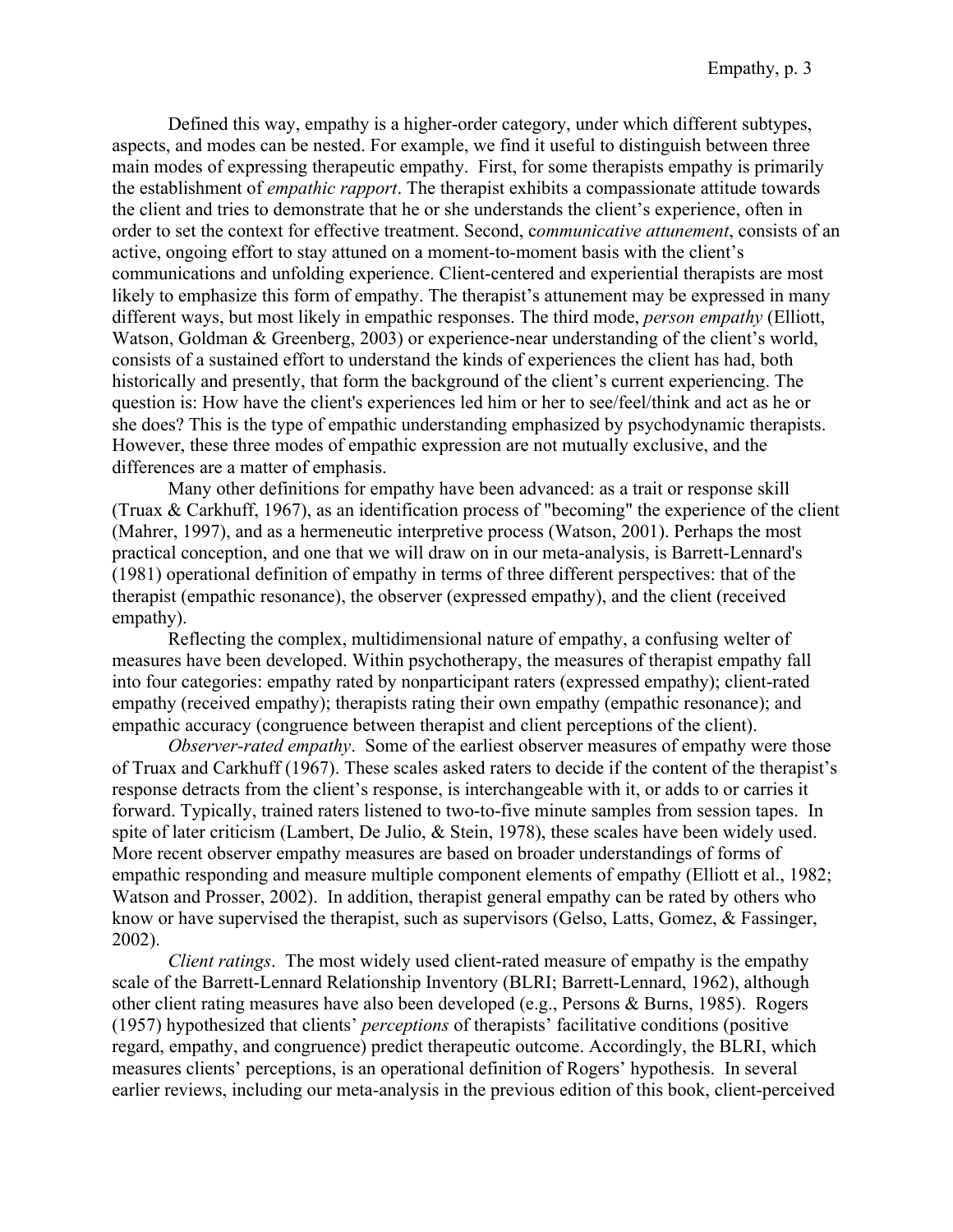Defined this way, empathy is a higher-order category, under which different subtypes, aspects, and modes can be nested. For example, we find it useful to distinguish between three main modes of expressing therapeutic empathy. First, for some therapists empathy is primarily the establishment of *empathic rapport*. The therapist exhibits a compassionate attitude towards the client and tries to demonstrate that he or she understands the client's experience, often in order to set the context for effective treatment. Second, c*ommunicative attunement*, consists of an active, ongoing effort to stay attuned on a moment-to-moment basis with the client's communications and unfolding experience. Client-centered and experiential therapists are most likely to emphasize this form of empathy. The therapist's attunement may be expressed in many different ways, but most likely in empathic responses. The third mode, *person empathy* (Elliott, Watson, Goldman & Greenberg, 2003) or experience-near understanding of the client's world, consists of a sustained effort to understand the kinds of experiences the client has had, both historically and presently, that form the background of the client's current experiencing. The question is: How have the client's experiences led him or her to see/feel/think and act as he or she does? This is the type of empathic understanding emphasized by psychodynamic therapists. However, these three modes of empathic expression are not mutually exclusive, and the differences are a matter of emphasis.

Many other definitions for empathy have been advanced: as a trait or response skill (Truax & Carkhuff, 1967), as an identification process of "becoming" the experience of the client (Mahrer, 1997), and as a hermeneutic interpretive process (Watson, 2001). Perhaps the most practical conception, and one that we will draw on in our meta-analysis, is Barrett-Lennard's (1981) operational definition of empathy in terms of three different perspectives: that of the therapist (empathic resonance), the observer (expressed empathy), and the client (received empathy).

Reflecting the complex, multidimensional nature of empathy, a confusing welter of measures have been developed. Within psychotherapy, the measures of therapist empathy fall into four categories: empathy rated by nonparticipant raters (expressed empathy); client-rated empathy (received empathy); therapists rating their own empathy (empathic resonance); and empathic accuracy (congruence between therapist and client perceptions of the client).

*Observer-rated empathy*. Some of the earliest observer measures of empathy were those of Truax and Carkhuff (1967). These scales asked raters to decide if the content of the therapist's response detracts from the client's response, is interchangeable with it, or adds to or carries it forward. Typically, trained raters listened to two-to-five minute samples from session tapes. In spite of later criticism (Lambert, De Julio, & Stein, 1978), these scales have been widely used. More recent observer empathy measures are based on broader understandings of forms of empathic responding and measure multiple component elements of empathy (Elliott et al., 1982; Watson and Prosser, 2002). In addition, therapist general empathy can be rated by others who know or have supervised the therapist, such as supervisors (Gelso, Latts, Gomez, & Fassinger, 2002).

*Client ratings*. The most widely used client-rated measure of empathy is the empathy scale of the Barrett-Lennard Relationship Inventory (BLRI; Barrett-Lennard, 1962), although other client rating measures have also been developed (e.g., Persons & Burns, 1985). Rogers (1957) hypothesized that clients' *perceptions* of therapists' facilitative conditions (positive regard, empathy, and congruence) predict therapeutic outcome. Accordingly, the BLRI, which measures clients' perceptions, is an operational definition of Rogers' hypothesis. In several earlier reviews, including our meta-analysis in the previous edition of this book, client-perceived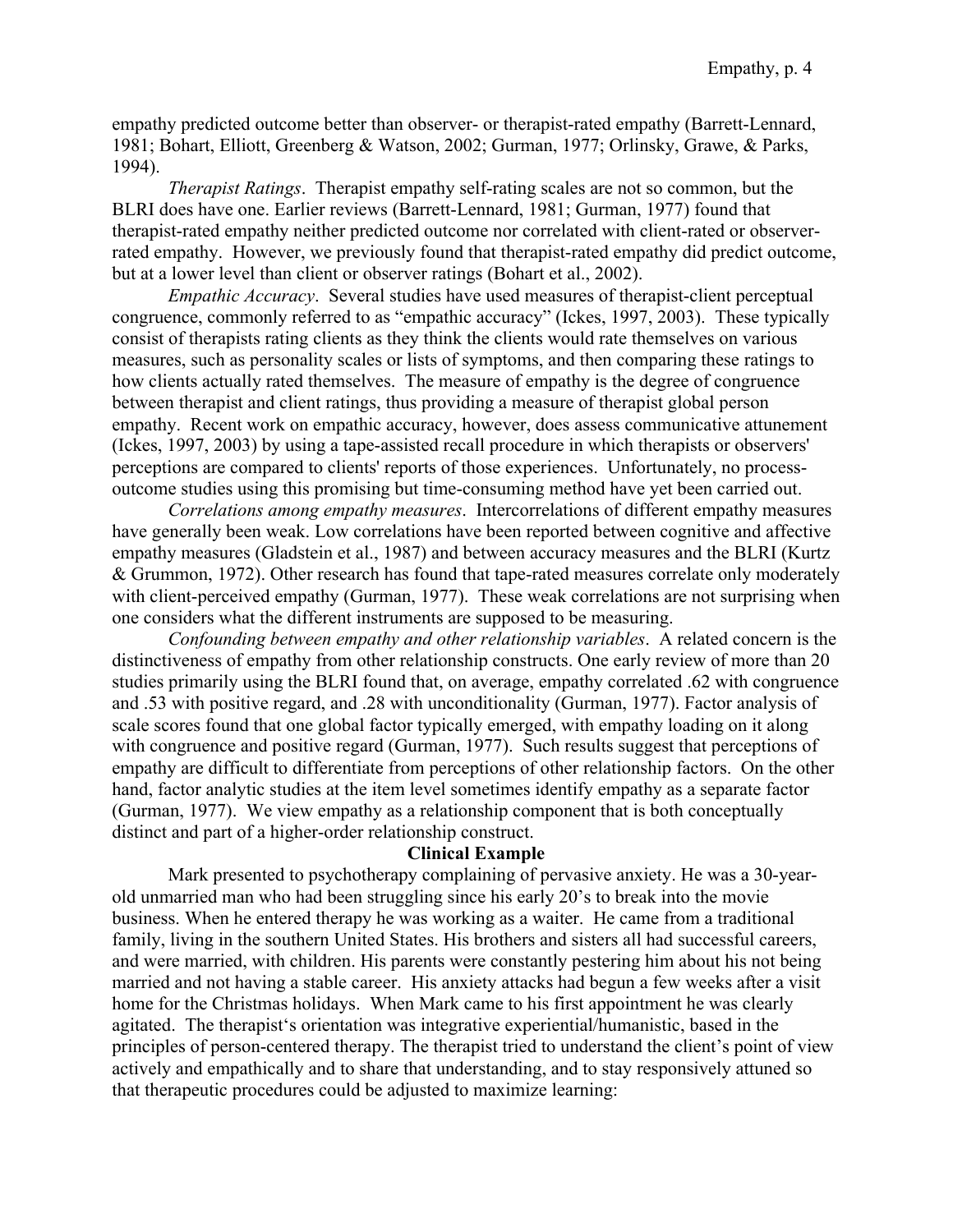empathy predicted outcome better than observer- or therapist-rated empathy (Barrett-Lennard, 1981; Bohart, Elliott, Greenberg & Watson, 2002; Gurman, 1977; Orlinsky, Grawe, & Parks, 1994).

*Therapist Ratings*. Therapist empathy self-rating scales are not so common, but the BLRI does have one. Earlier reviews (Barrett-Lennard, 1981; Gurman, 1977) found that therapist-rated empathy neither predicted outcome nor correlated with client-rated or observer-rated empathy. However, we previously found that therapist-rated empathy did predict outcome, but at a lower level than client or observer ratings (Bohart et al., 2002).

*Empathic Accuracy*. Several studies have used measures of therapist-client perceptual congruence, commonly referred to as "empathic accuracy" (Ickes, 1997, 2003). These typically consist of therapists rating clients as they think the clients would rate themselves on various measures, such as personality scales or lists of symptoms, and then comparing these ratings to how clients actually rated themselves. The measure of empathy is the degree of congruence between therapist and client ratings, thus providing a measure of therapist global person empathy. Recent work on empathic accuracy, however, does assess communicative attunement (Ickes, 1997, 2003) by using a tape-assisted recall procedure in which therapists or observers' perceptions are compared to clients' reports of those experiences. Unfortunately, no process-outcome studies using this promising but time-consuming method have yet been carried out.

*Correlations among empathy measures*. Intercorrelations of different empathy measures have generally been weak. Low correlations have been reported between cognitive and affective empathy measures (Gladstein et al., 1987) and between accuracy measures and the BLRI (Kurtz & Grummon, 1972). Other research has found that tape-rated measures correlate only moderately with client-perceived empathy (Gurman, 1977). These weak correlations are not surprising when one considers what the different instruments are supposed to be measuring.

*Confounding between empathy and other relationship variables*. A related concern is the distinctiveness of empathy from other relationship constructs. One early review of more than 20 studies primarily using the BLRI found that, on average, empathy correlated .62 with congruence and .53 with positive regard, and .28 with unconditionality (Gurman, 1977). Factor analysis of scale scores found that one global factor typically emerged, with empathy loading on it along with congruence and positive regard (Gurman, 1977). Such results suggest that perceptions of empathy are difficult to differentiate from perceptions of other relationship factors. On the other hand, factor analytic studies at the item level sometimes identify empathy as a separate factor (Gurman, 1977). We view empathy as a relationship component that is both conceptually distinct and part of a higher-order relationship construct.

## Clinical Example

Mark presented to psychotherapy complaining of pervasive anxiety. He was a 30-year-old unmarried man who had been struggling since his early 20's to break into the movie business. When he entered therapy he was working as a waiter. He came from a traditional family, living in the southern United States. His brothers and sisters all had successful careers, and were married, with children. His parents were constantly pestering him about his not being married and not having a stable career. His anxiety attacks had begun a few weeks after a visit home for the Christmas holidays. When Mark came to his first appointment he was clearly agitated. The therapist's orientation was integrative experiential/humanistic, based in the principles of person-centered therapy. The therapist tried to understand the client's point of view actively and empathically and to share that understanding, and to stay responsively attuned so that therapeutic procedures could be adjusted to maximize learning: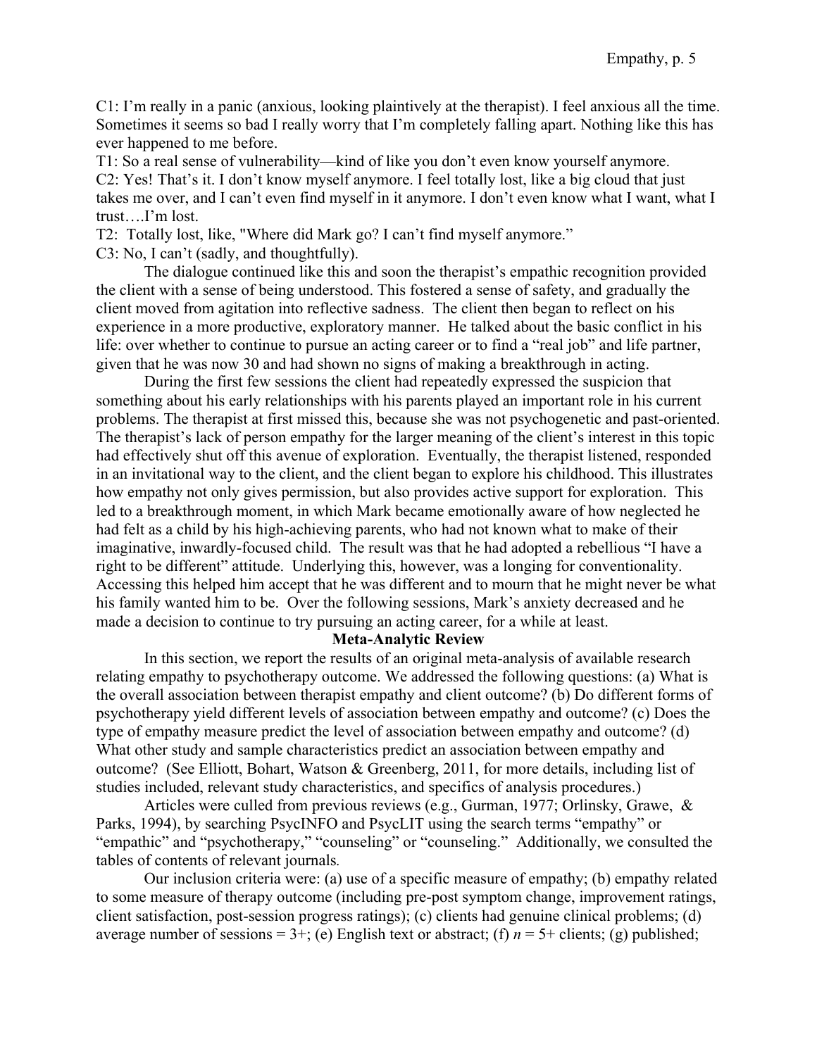C1: I'm really in a panic (anxious, looking plaintively at the therapist). I feel anxious all the time. Sometimes it seems so bad I really worry that I'm completely falling apart. Nothing like this has ever happened to me before.

T1: So a real sense of vulnerability—kind of like you don't even know yourself anymore.

C2: Yes! That's it. I don't know myself anymore. I feel totally lost, like a big cloud that just takes me over, and I can't even find myself in it anymore. I don't even know what I want, what I trust….I'm lost.

T2: Totally lost, like, "Where did Mark go? I can't find myself anymore."

C3: No, I can't (sadly, and thoughtfully).

The dialogue continued like this and soon the therapist's empathic recognition provided the client with a sense of being understood. This fostered a sense of safety, and gradually the client moved from agitation into reflective sadness. The client then began to reflect on his experience in a more productive, exploratory manner. He talked about the basic conflict in his life: over whether to continue to pursue an acting career or to find a "real job" and life partner, given that he was now 30 and had shown no signs of making a breakthrough in acting.

During the first few sessions the client had repeatedly expressed the suspicion that something about his early relationships with his parents played an important role in his current problems. The therapist at first missed this, because she was not psychogenetic and past-oriented. The therapist's lack of person empathy for the larger meaning of the client's interest in this topic had effectively shut off this avenue of exploration. Eventually, the therapist listened, responded in an invitational way to the client, and the client began to explore his childhood. This illustrates how empathy not only gives permission, but also provides active support for exploration. This led to a breakthrough moment, in which Mark became emotionally aware of how neglected he had felt as a child by his high-achieving parents, who had not known what to make of their imaginative, inwardly-focused child. The result was that he had adopted a rebellious "I have a right to be different" attitude. Underlying this, however, was a longing for conventionality. Accessing this helped him accept that he was different and to mourn that he might never be what his family wanted him to be. Over the following sessions, Mark's anxiety decreased and he made a decision to continue to try pursuing an acting career, for a while at least.

## Meta-Analytic Review

In this section, we report the results of an original meta-analysis of available research relating empathy to psychotherapy outcome. We addressed the following questions: (a) What is the overall association between therapist empathy and client outcome? (b) Do different forms of psychotherapy yield different levels of association between empathy and outcome? (c) Does the type of empathy measure predict the level of association between empathy and outcome? (d) What other study and sample characteristics predict an association between empathy and outcome? (See Elliott, Bohart, Watson & Greenberg, 2011, for more details, including list of studies included, relevant study characteristics, and specifics of analysis procedures.)

Articles were culled from previous reviews (e.g., Gurman, 1977; Orlinsky, Grawe, & Parks, 1994), by searching PsycINFO and PsycLIT using the search terms "empathy" or "empathic" and "psychotherapy," "counseling" or "counseling." Additionally, we consulted the tables of contents of relevant journals.

Our inclusion criteria were: (a) use of a specific measure of empathy; (b) empathy related to some measure of therapy outcome (including pre-post symptom change, improvement ratings, client satisfaction, post-session progress ratings); (c) clients had genuine clinical problems; (d) average number of sessions = 3+; (e) English text or abstract; (f) *n* = 5+ clients; (g) published;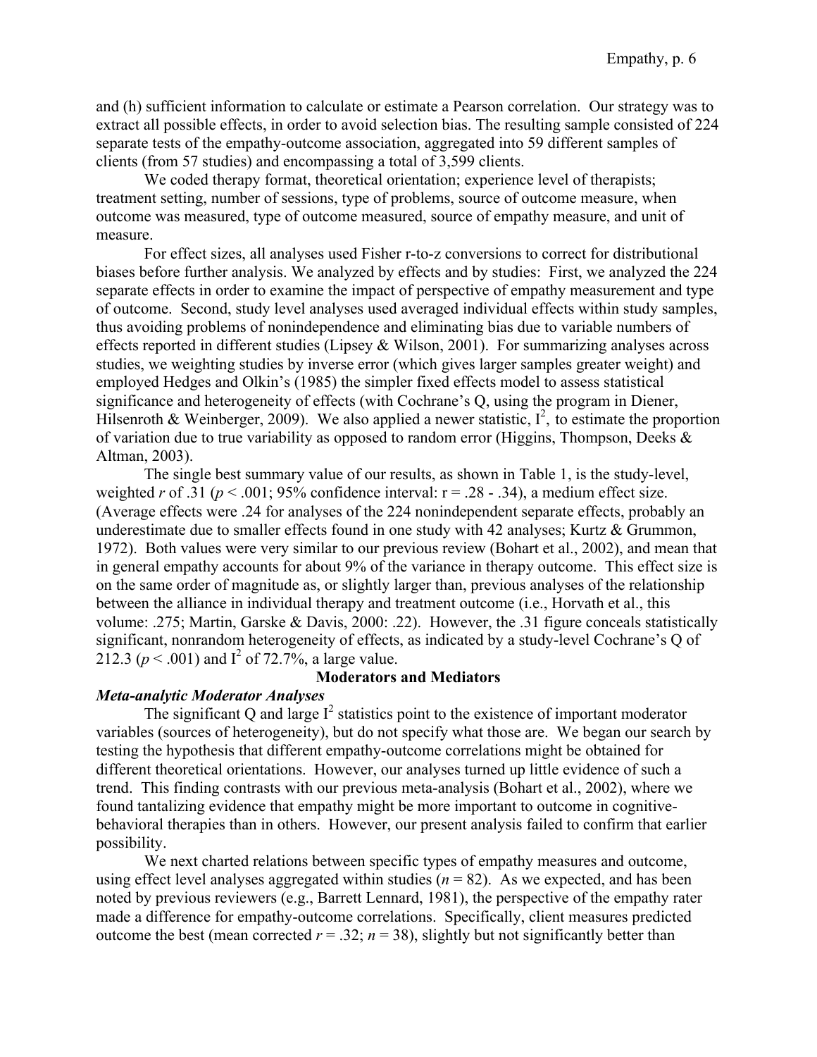and (h) sufficient information to calculate or estimate a Pearson correlation. Our strategy was to extract all possible effects, in order to avoid selection bias. The resulting sample consisted of 224 separate tests of the empathy-outcome association, aggregated into 59 different samples of clients (from 57 studies) and encompassing a total of 3,599 clients.

We coded therapy format, theoretical orientation; experience level of therapists; treatment setting, number of sessions, type of problems, source of outcome measure, when outcome was measured, type of outcome measured, source of empathy measure, and unit of measure.

For effect sizes, all analyses used Fisher r-to-z conversions to correct for distributional biases before further analysis. We analyzed by effects and by studies: First, we analyzed the 224 separate effects in order to examine the impact of perspective of empathy measurement and type of outcome. Second, study level analyses used averaged individual effects within study samples, thus avoiding problems of nonindependence and eliminating bias due to variable numbers of effects reported in different studies (Lipsey & Wilson, 2001). For summarizing analyses across studies, we weighting studies by inverse error (which gives larger samples greater weight) and employed Hedges and Olkin's (1985) the simpler fixed effects model to assess statistical significance and heterogeneity of effects (with Cochrane's Q, using the program in Diener, Hilsenroth & Weinberger, 2009). We also applied a newer statistic, $I^2$, to estimate the proportion of variation due to true variability as opposed to random error (Higgins, Thompson, Deeks & Altman, 2003).

The single best summary value of our results, as shown in Table 1, is the study-level, weighted $r$ of .31 ($p < .001$; 95% confidence interval: r = .28 - .34), a medium effect size. (Average effects were .24 for analyses of the 224 nonindependent separate effects, probably an underestimate due to smaller effects found in one study with 42 analyses; Kurtz & Grummon, 1972). Both values were very similar to our previous review (Bohart et al., 2002), and mean that in general empathy accounts for about 9% of the variance in therapy outcome. This effect size is on the same order of magnitude as, or slightly larger than, previous analyses of the relationship between the alliance in individual therapy and treatment outcome (i.e., Horvath et al., this volume: .275; Martin, Garske & Davis, 2000: .22). However, the .31 figure conceals statistically significant, nonrandom heterogeneity of effects, as indicated by a study-level Cochrane's Q of 212.3 ($p < .001$) and $I^2$ of 72.7%, a large value.

## Moderators and Mediators

### *Meta-analytic Moderator Analyses*

The significant Q and large $I^2$ statistics point to the existence of important moderator variables (sources of heterogeneity), but do not specify what those are. We began our search by testing the hypothesis that different empathy-outcome correlations might be obtained for different theoretical orientations. However, our analyses turned up little evidence of such a trend. This finding contrasts with our previous meta-analysis (Bohart et al., 2002), where we found tantalizing evidence that empathy might be more important to outcome in cognitive-behavioral therapies than in others. However, our present analysis failed to confirm that earlier possibility.

We next charted relations between specific types of empathy measures and outcome, using effect level analyses aggregated within studies ($n = 82$). As we expected, and has been noted by previous reviewers (e.g., Barrett Lennard, 1981), the perspective of the empathy rater made a difference for empathy-outcome correlations. Specifically, client measures predicted outcome the best (mean corrected $r = .32$; $n = 38$), slightly but not significantly better than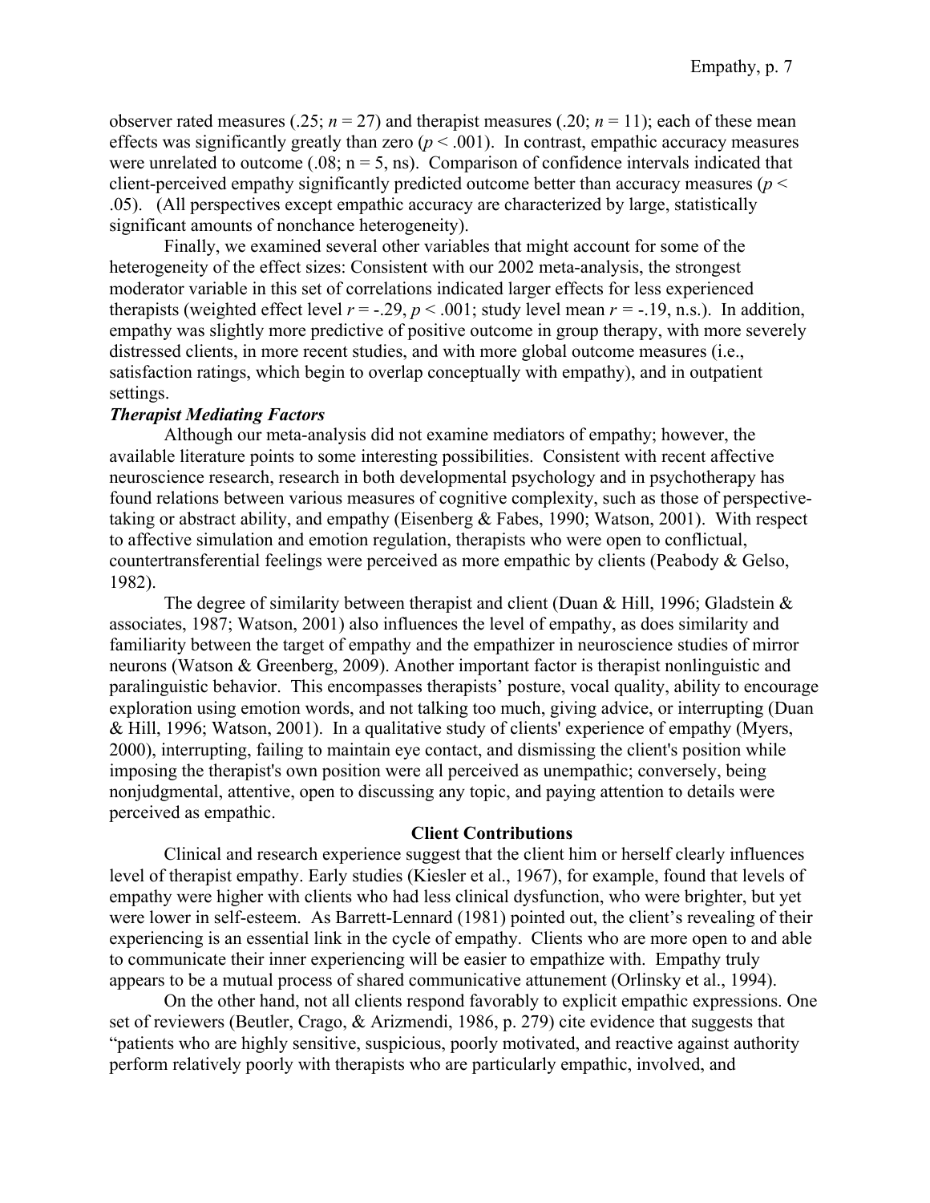observer rated measures (.25; $n = 27$) and therapist measures (.20; $n = 11$); each of these mean effects was significantly greatly than zero ($p < .001$). In contrast, empathic accuracy measures were unrelated to outcome (.08; $n = 5$, ns). Comparison of confidence intervals indicated that client-perceived empathy significantly predicted outcome better than accuracy measures ($p < .05$). (All perspectives except empathic accuracy are characterized by large, statistically significant amounts of nonchance heterogeneity).

Finally, we examined several other variables that might account for some of the heterogeneity of the effect sizes: Consistent with our 2002 meta-analysis, the strongest moderator variable in this set of correlations indicated larger effects for less experienced therapists (weighted effect level $r = -.29$, $p < .001$; study level mean $r = -.19$, n.s.). In addition, empathy was slightly more predictive of positive outcome in group therapy, with more severely distressed clients, in more recent studies, and with more global outcome measures (i.e., satisfaction ratings, which begin to overlap conceptually with empathy), and in outpatient settings.

***Therapist Mediating Factors***

Although our meta-analysis did not examine mediators of empathy; however, the available literature points to some interesting possibilities. Consistent with recent affective neuroscience research, research in both developmental psychology and in psychotherapy has found relations between various measures of cognitive complexity, such as those of perspective-taking or abstract ability, and empathy (Eisenberg & Fabes, 1990; Watson, 2001). With respect to affective simulation and emotion regulation, therapists who were open to conflictual, countertransferential feelings were perceived as more empathic by clients (Peabody & Gelso, 1982).

The degree of similarity between therapist and client (Duan & Hill, 1996; Gladstein & associates, 1987; Watson, 2001) also influences the level of empathy, as does similarity and familiarity between the target of empathy and the empathizer in neuroscience studies of mirror neurons (Watson & Greenberg, 2009). Another important factor is therapist nonlinguistic and paralinguistic behavior. This encompasses therapists' posture, vocal quality, ability to encourage exploration using emotion words, and not talking too much, giving advice, or interrupting (Duan & Hill, 1996; Watson, 2001). In a qualitative study of clients' experience of empathy (Myers, 2000), interrupting, failing to maintain eye contact, and dismissing the client's position while imposing the therapist's own position were all perceived as unempathic; conversely, being nonjudgmental, attentive, open to discussing any topic, and paying attention to details were perceived as empathic.

## Client Contributions

Clinical and research experience suggest that the client him or herself clearly influences level of therapist empathy. Early studies (Kiesler et al., 1967), for example, found that levels of empathy were higher with clients who had less clinical dysfunction, who were brighter, but yet were lower in self-esteem. As Barrett-Lennard (1981) pointed out, the client's revealing of their experiencing is an essential link in the cycle of empathy. Clients who are more open to and able to communicate their inner experiencing will be easier to empathize with. Empathy truly appears to be a mutual process of shared communicative attunement (Orlinsky et al., 1994).

On the other hand, not all clients respond favorably to explicit empathic expressions. One set of reviewers (Beutler, Crago, & Arizmendi, 1986, p. 279) cite evidence that suggests that "patients who are highly sensitive, suspicious, poorly motivated, and reactive against authority perform relatively poorly with therapists who are particularly empathic, involved, and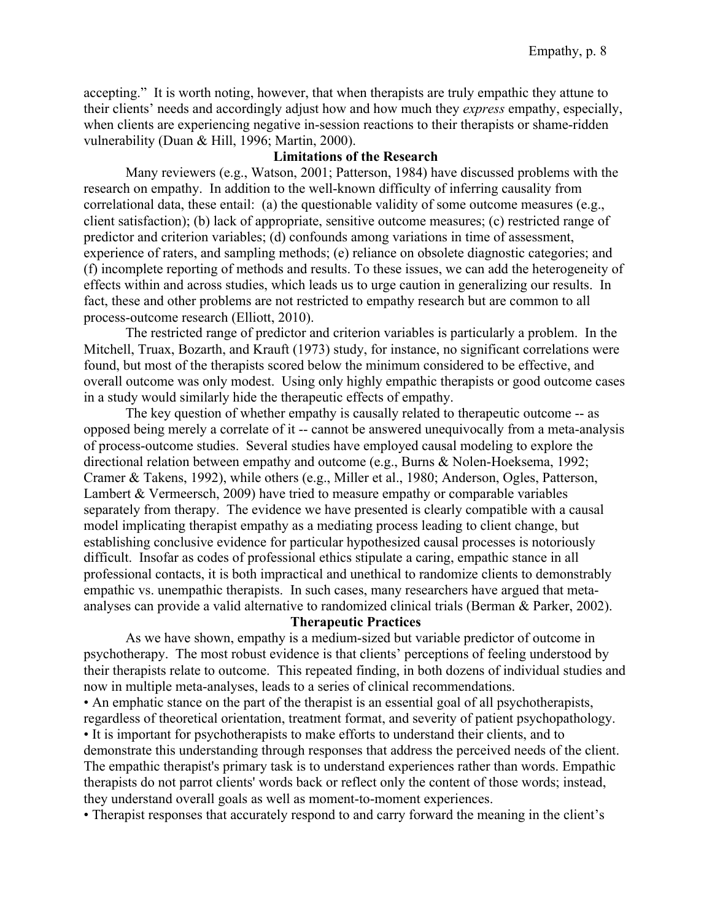accepting." It is worth noting, however, that when therapists are truly empathic they attune to their clients' needs and accordingly adjust how and how much they *express* empathy, especially, when clients are experiencing negative in-session reactions to their therapists or shame-ridden vulnerability (Duan & Hill, 1996; Martin, 2000).

## Limitations of the Research

Many reviewers (e.g., Watson, 2001; Patterson, 1984) have discussed problems with the research on empathy. In addition to the well-known difficulty of inferring causality from correlational data, these entail: (a) the questionable validity of some outcome measures (e.g., client satisfaction); (b) lack of appropriate, sensitive outcome measures; (c) restricted range of predictor and criterion variables; (d) confounds among variations in time of assessment, experience of raters, and sampling methods; (e) reliance on obsolete diagnostic categories; and (f) incomplete reporting of methods and results. To these issues, we can add the heterogeneity of effects within and across studies, which leads us to urge caution in generalizing our results. In fact, these and other problems are not restricted to empathy research but are common to all process-outcome research (Elliott, 2010).

The restricted range of predictor and criterion variables is particularly a problem. In the Mitchell, Truax, Bozarth, and Krauft (1973) study, for instance, no significant correlations were found, but most of the therapists scored below the minimum considered to be effective, and overall outcome was only modest. Using only highly empathic therapists or good outcome cases in a study would similarly hide the therapeutic effects of empathy.

The key question of whether empathy is causally related to therapeutic outcome -- as opposed being merely a correlate of it -- cannot be answered unequivocally from a meta-analysis of process-outcome studies. Several studies have employed causal modeling to explore the directional relation between empathy and outcome (e.g., Burns & Nolen-Hoeksema, 1992; Cramer & Takens, 1992), while others (e.g., Miller et al., 1980; Anderson, Ogles, Patterson, Lambert & Vermeersch, 2009) have tried to measure empathy or comparable variables separately from therapy. The evidence we have presented is clearly compatible with a causal model implicating therapist empathy as a mediating process leading to client change, but establishing conclusive evidence for particular hypothesized causal processes is notoriously difficult. Insofar as codes of professional ethics stipulate a caring, empathic stance in all professional contacts, it is both impractical and unethical to randomize clients to demonstrably empathic vs. unempathic therapists. In such cases, many researchers have argued that meta-analyses can provide a valid alternative to randomized clinical trials (Berman & Parker, 2002).

## Therapeutic Practices

As we have shown, empathy is a medium-sized but variable predictor of outcome in psychotherapy. The most robust evidence is that clients' perceptions of feeling understood by their therapists relate to outcome. This repeated finding, in both dozens of individual studies and now in multiple meta-analyses, leads to a series of clinical recommendations.

- An emphatic stance on the part of the therapist is an essential goal of all psychotherapists, regardless of theoretical orientation, treatment format, and severity of patient psychopathology.
- It is important for psychotherapists to make efforts to understand their clients, and to demonstrate this understanding through responses that address the perceived needs of the client. The empathic therapist's primary task is to understand experiences rather than words. Empathic therapists do not parrot clients' words back or reflect only the content of those words; instead, they understand overall goals as well as moment-to-moment experiences.
- Therapist responses that accurately respond to and carry forward the meaning in the client's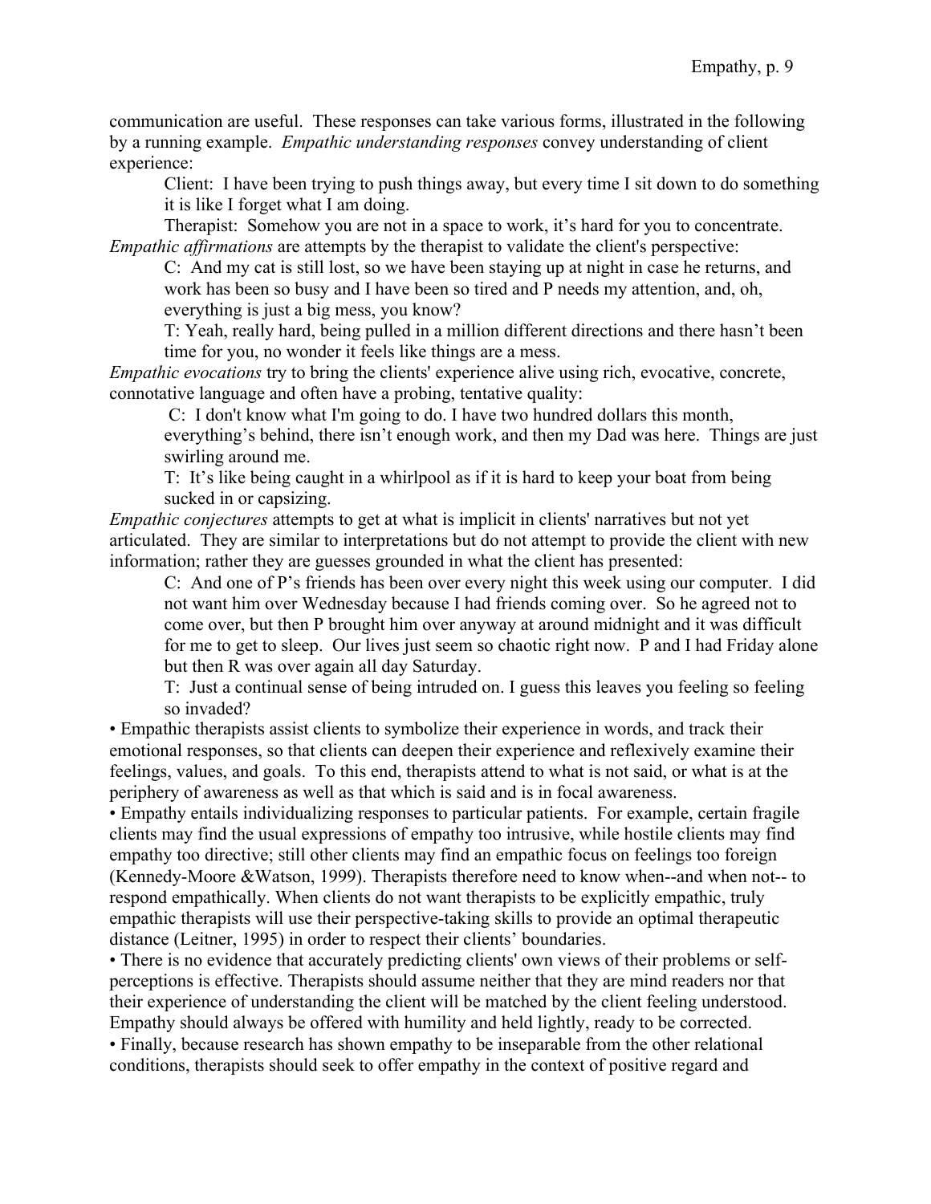communication are useful. These responses can take various forms, illustrated in the following by a running example. *Empathic understanding responses* convey understanding of client experience:

> Client: I have been trying to push things away, but every time I sit down to do something it is like I forget what I am doing.
>
> Therapist: Somehow you are not in a space to work, it's hard for you to concentrate.

*Empathic affirmations* are attempts by the therapist to validate the client's perspective:

> C: And my cat is still lost, so we have been staying up at night in case he returns, and work has been so busy and I have been so tired and P needs my attention, and, oh, everything is just a big mess, you know?
>
> T: Yeah, really hard, being pulled in a million different directions and there hasn't been time for you, no wonder it feels like things are a mess.

*Empathic evocations* try to bring the clients' experience alive using rich, evocative, concrete, connotative language and often have a probing, tentative quality:

> C: I don't know what I'm going to do. I have two hundred dollars this month, everything's behind, there isn't enough work, and then my Dad was here. Things are just swirling around me.
>
> T: It's like being caught in a whirlpool as if it is hard to keep your boat from being sucked in or capsizing.

*Empathic conjectures* attempts to get at what is implicit in clients' narratives but not yet articulated. They are similar to interpretations but do not attempt to provide the client with new information; rather they are guesses grounded in what the client has presented:

> C: And one of P's friends has been over every night this week using our computer. I did not want him over Wednesday because I had friends coming over. So he agreed not to come over, but then P brought him over anyway at around midnight and it was difficult for me to get to sleep. Our lives just seem so chaotic right now. P and I had Friday alone but then R was over again all day Saturday.
>
> T: Just a continual sense of being intruded on. I guess this leaves you feeling so feeling so invaded?

• Empathic therapists assist clients to symbolize their experience in words, and track their emotional responses, so that clients can deepen their experience and reflexively examine their feelings, values, and goals. To this end, therapists attend to what is not said, or what is at the periphery of awareness as well as that which is said and is in focal awareness.

• Empathy entails individualizing responses to particular patients. For example, certain fragile clients may find the usual expressions of empathy too intrusive, while hostile clients may find empathy too directive; still other clients may find an empathic focus on feelings too foreign (Kennedy-Moore &Watson, 1999). Therapists therefore need to know when--and when not-- to respond empathically. When clients do not want therapists to be explicitly empathic, truly empathic therapists will use their perspective-taking skills to provide an optimal therapeutic distance (Leitner, 1995) in order to respect their clients' boundaries.

• There is no evidence that accurately predicting clients' own views of their problems or self-perceptions is effective. Therapists should assume neither that they are mind readers nor that their experience of understanding the client will be matched by the client feeling understood. Empathy should always be offered with humility and held lightly, ready to be corrected.

• Finally, because research has shown empathy to be inseparable from the other relational conditions, therapists should seek to offer empathy in the context of positive regard and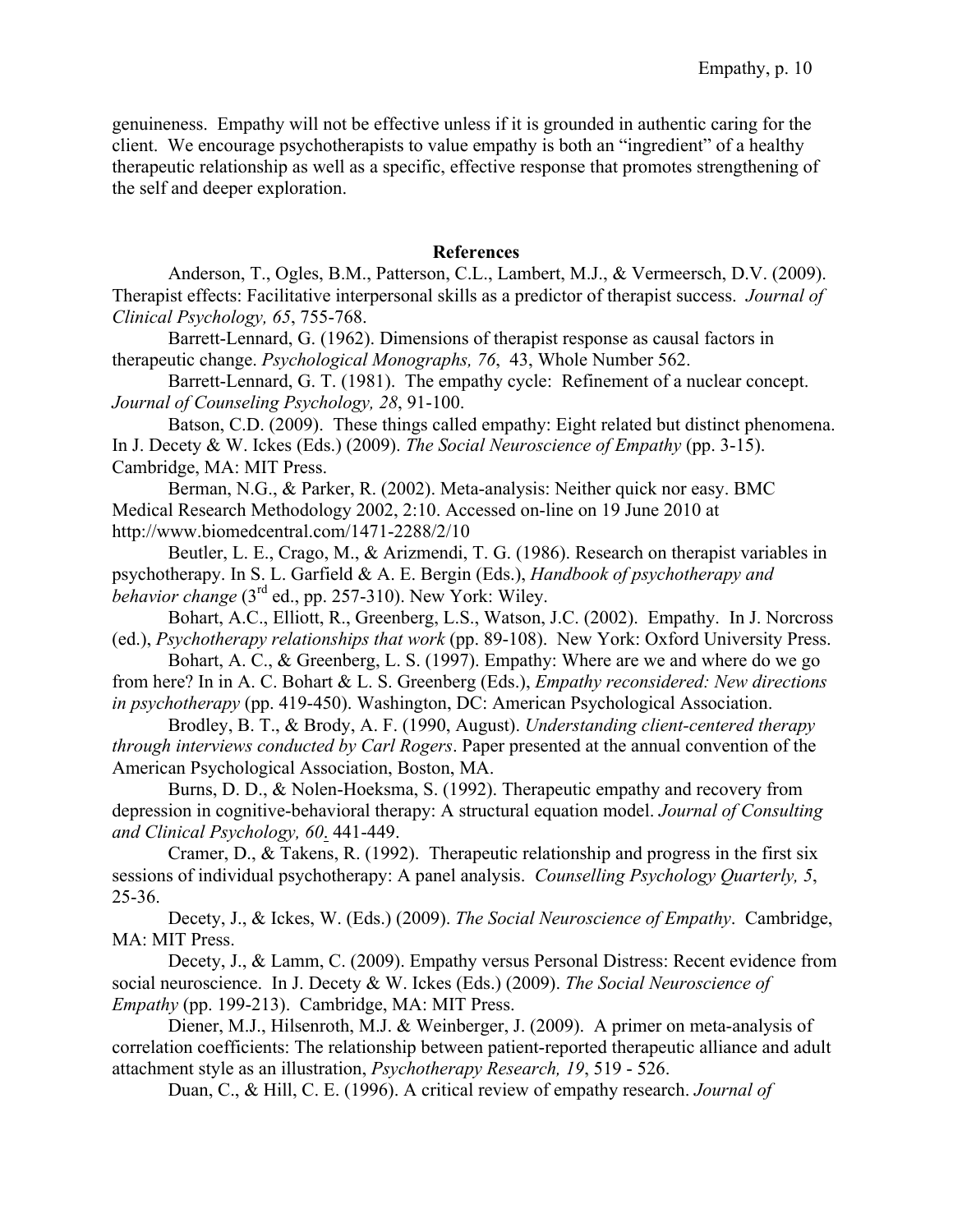genuineness. Empathy will not be effective unless if it is grounded in authentic caring for the client. We encourage psychotherapists to value empathy is both an "ingredient" of a healthy therapeutic relationship as well as a specific, effective response that promotes strengthening of the self and deeper exploration.

## References

Anderson, T., Ogles, B.M., Patterson, C.L., Lambert, M.J., & Vermeersch, D.V. (2009). Therapist effects: Facilitative interpersonal skills as a predictor of therapist success. *Journal of Clinical Psychology, 65*, 755-768.

Barrett-Lennard, G. (1962). Dimensions of therapist response as causal factors in therapeutic change. *Psychological Monographs, 76*, 43, Whole Number 562.

Barrett-Lennard, G. T. (1981). The empathy cycle: Refinement of a nuclear concept. *Journal of Counseling Psychology, 28*, 91-100.

Batson, C.D. (2009). These things called empathy: Eight related but distinct phenomena. In J. Decety & W. Ickes (Eds.) (2009). *The Social Neuroscience of Empathy* (pp. 3-15). Cambridge, MA: MIT Press.

Berman, N.G., & Parker, R. (2002). Meta-analysis: Neither quick nor easy. BMC Medical Research Methodology 2002, 2:10. Accessed on-line on 19 June 2010 at http://www.biomedcentral.com/1471-2288/2/10

Beutler, L. E., Crago, M., & Arizmendi, T. G. (1986). Research on therapist variables in psychotherapy. In S. L. Garfield & A. E. Bergin (Eds.), *Handbook of psychotherapy and behavior change* (3rd ed., pp. 257-310). New York: Wiley.

Bohart, A.C., Elliott, R., Greenberg, L.S., Watson, J.C. (2002). Empathy. In J. Norcross (ed.), *Psychotherapy relationships that work* (pp. 89-108). New York: Oxford University Press.

Bohart, A. C., & Greenberg, L. S. (1997). Empathy: Where are we and where do we go from here? In in A. C. Bohart & L. S. Greenberg (Eds.), *Empathy reconsidered: New directions in psychotherapy* (pp. 419-450). Washington, DC: American Psychological Association.

Brodley, B. T., & Brody, A. F. (1990, August). *Understanding client-centered therapy through interviews conducted by Carl Rogers*. Paper presented at the annual convention of the American Psychological Association, Boston, MA.

Burns, D. D., & Nolen-Hoeksma, S. (1992). Therapeutic empathy and recovery from depression in cognitive-behavioral therapy: A structural equation model. *Journal of Consulting and Clinical Psychology, 60*. 441-449.

Cramer, D., & Takens, R. (1992). Therapeutic relationship and progress in the first six sessions of individual psychotherapy: A panel analysis. *Counselling Psychology Quarterly, 5*, 25-36.

Decety, J., & Ickes, W. (Eds.) (2009). *The Social Neuroscience of Empathy*. Cambridge, MA: MIT Press.

Decety, J., & Lamm, C. (2009). Empathy versus Personal Distress: Recent evidence from social neuroscience. In J. Decety & W. Ickes (Eds.) (2009). *The Social Neuroscience of Empathy* (pp. 199-213). Cambridge, MA: MIT Press.

Diener, M.J., Hilsenroth, M.J. & Weinberger, J. (2009). A primer on meta-analysis of correlation coefficients: The relationship between patient-reported therapeutic alliance and adult attachment style as an illustration, *Psychotherapy Research, 19*, 519 - 526.

Duan, C., & Hill, C. E. (1996). A critical review of empathy research. *Journal of*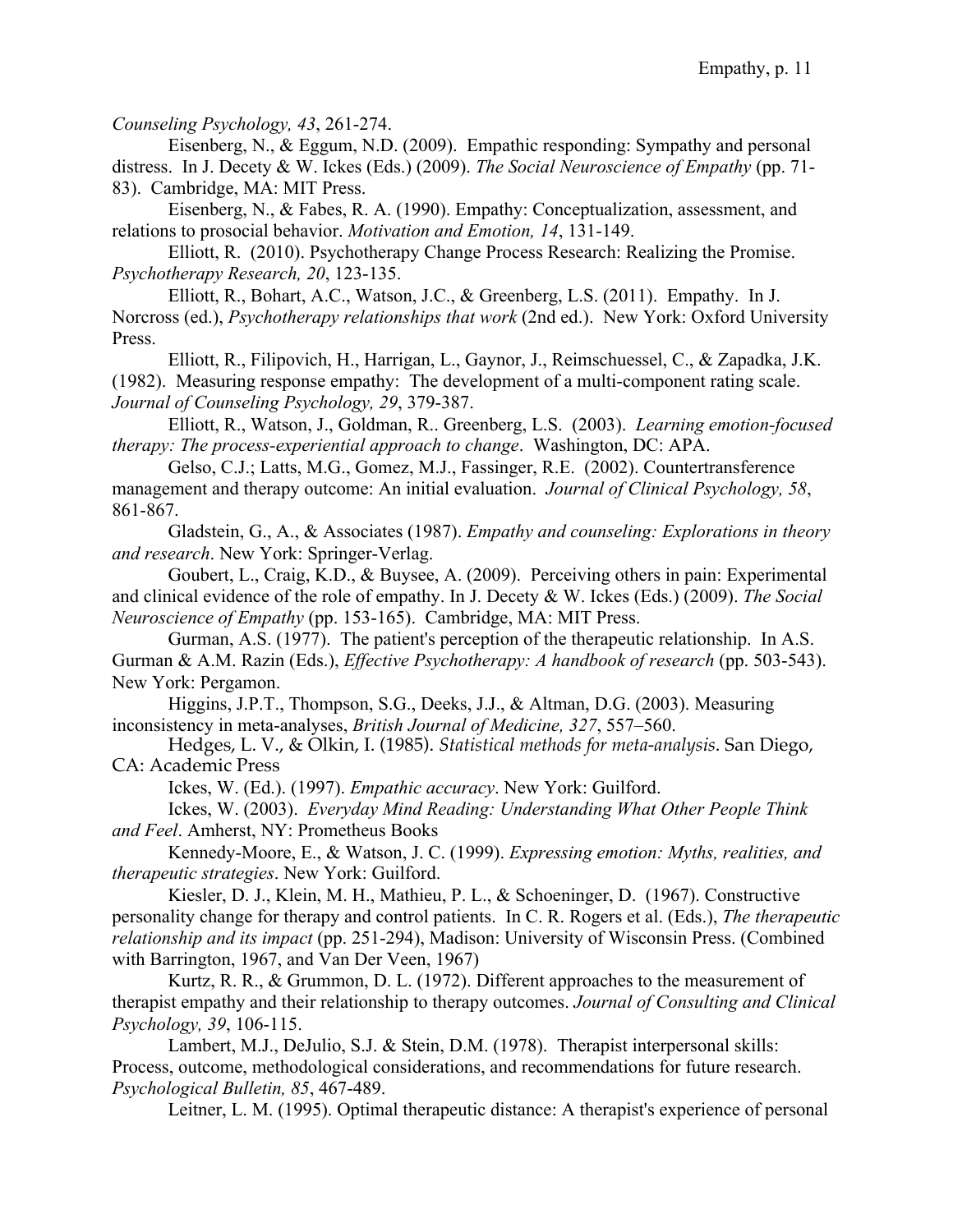*Counseling Psychology, 43*, 261-274.

Eisenberg, N., & Eggum, N.D. (2009). Empathic responding: Sympathy and personal distress. In J. Decety & W. Ickes (Eds.) (2009). *The Social Neuroscience of Empathy* (pp. 71-83). Cambridge, MA: MIT Press.

Eisenberg, N., & Fabes, R. A. (1990). Empathy: Conceptualization, assessment, and relations to prosocial behavior. *Motivation and Emotion, 14*, 131-149.

Elliott, R. (2010). Psychotherapy Change Process Research: Realizing the Promise. *Psychotherapy Research, 20*, 123-135.

Elliott, R., Bohart, A.C., Watson, J.C., & Greenberg, L.S. (2011). Empathy. In J. Norcross (ed.), *Psychotherapy relationships that work* (2nd ed.). New York: Oxford University Press.

Elliott, R., Filipovich, H., Harrigan, L., Gaynor, J., Reimschuessel, C., & Zapadka, J.K. (1982). Measuring response empathy: The development of a multi-component rating scale. *Journal of Counseling Psychology, 29*, 379-387.

Elliott, R., Watson, J., Goldman, R.. Greenberg, L.S. (2003). *Learning emotion-focused therapy: The process-experiential approach to change*. Washington, DC: APA.

Gelso, C.J.; Latts, M.G., Gomez, M.J., Fassinger, R.E. (2002). Countertransference management and therapy outcome: An initial evaluation. *Journal of Clinical Psychology, 58*, 861-867.

Gladstein, G., A., & Associates (1987). *Empathy and counseling: Explorations in theory and research*. New York: Springer-Verlag.

Goubert, L., Craig, K.D., & Buysee, A. (2009). Perceiving others in pain: Experimental and clinical evidence of the role of empathy. In J. Decety & W. Ickes (Eds.) (2009). *The Social Neuroscience of Empathy* (pp. 153-165). Cambridge, MA: MIT Press.

Gurman, A.S. (1977). The patient's perception of the therapeutic relationship. In A.S. Gurman & A.M. Razin (Eds.), *Effective Psychotherapy: A handbook of research* (pp. 503-543). New York: Pergamon.

Higgins, J.P.T., Thompson, S.G., Deeks, J.J., & Altman, D.G. (2003). Measuring inconsistency in meta-analyses, *British Journal of Medicine, 327*, 557–560.

Hedges, L. V., & Olkin, I. (1985). *Statistical methods for meta-analysis*. San Diego, CA: Academic Press

Ickes, W. (Ed.). (1997). *Empathic accuracy*. New York: Guilford.

Ickes, W. (2003). *Everyday Mind Reading: Understanding What Other People Think and Feel*. Amherst, NY: Prometheus Books

Kennedy-Moore, E., & Watson, J. C. (1999). *Expressing emotion: Myths, realities, and therapeutic strategies*. New York: Guilford.

Kiesler, D. J., Klein, M. H., Mathieu, P. L., & Schoeninger, D. (1967). Constructive personality change for therapy and control patients. In C. R. Rogers et al. (Eds.), *The therapeutic relationship and its impact* (pp. 251-294), Madison: University of Wisconsin Press. (Combined with Barrington, 1967, and Van Der Veen, 1967)

Kurtz, R. R., & Grummon, D. L. (1972). Different approaches to the measurement of therapist empathy and their relationship to therapy outcomes. *Journal of Consulting and Clinical Psychology, 39*, 106-115.

Lambert, M.J., DeJulio, S.J. & Stein, D.M. (1978). Therapist interpersonal skills: Process, outcome, methodological considerations, and recommendations for future research. *Psychological Bulletin, 85*, 467-489.

Leitner, L. M. (1995). Optimal therapeutic distance: A therapist's experience of personal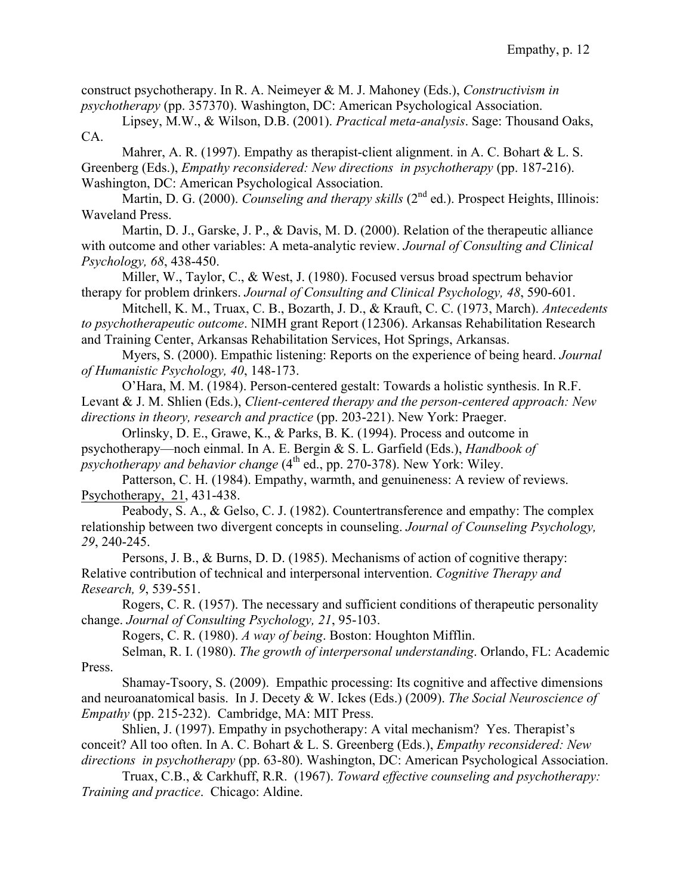construct psychotherapy. In R. A. Neimeyer & M. J. Mahoney (Eds.), *Constructivism in psychotherapy* (pp. 357370). Washington, DC: American Psychological Association.

Lipsey, M.W., & Wilson, D.B. (2001). *Practical meta-analysis*. Sage: Thousand Oaks, CA.

Mahrer, A. R. (1997). Empathy as therapist-client alignment. in A. C. Bohart & L. S. Greenberg (Eds.), *Empathy reconsidered: New directions in psychotherapy* (pp. 187-216). Washington, DC: American Psychological Association.

Martin, D. G. (2000). *Counseling and therapy skills* (2nd ed.). Prospect Heights, Illinois: Waveland Press.

Martin, D. J., Garske, J. P., & Davis, M. D. (2000). Relation of the therapeutic alliance with outcome and other variables: A meta-analytic review. *Journal of Consulting and Clinical Psychology, 68*, 438-450.

Miller, W., Taylor, C., & West, J. (1980). Focused versus broad spectrum behavior therapy for problem drinkers. *Journal of Consulting and Clinical Psychology, 48*, 590-601.

Mitchell, K. M., Truax, C. B., Bozarth, J. D., & Krauft, C. C. (1973, March). *Antecedents to psychotherapeutic outcome*. NIMH grant Report (12306). Arkansas Rehabilitation Research and Training Center, Arkansas Rehabilitation Services, Hot Springs, Arkansas.

Myers, S. (2000). Empathic listening: Reports on the experience of being heard. *Journal of Humanistic Psychology, 40*, 148-173.

O'Hara, M. M. (1984). Person-centered gestalt: Towards a holistic synthesis. In R.F. Levant & J. M. Shlien (Eds.), *Client-centered therapy and the person-centered approach: New directions in theory, research and practice* (pp. 203-221). New York: Praeger.

Orlinsky, D. E., Grawe, K., & Parks, B. K. (1994). Process and outcome in psychotherapy—noch einmal. In A. E. Bergin & S. L. Garfield (Eds.), *Handbook of psychotherapy and behavior change* (4th ed., pp. 270-378). New York: Wiley.

Patterson, C. H. (1984). Empathy, warmth, and genuineness: A review of reviews. Psychotherapy, 21, 431-438.

Peabody, S. A., & Gelso, C. J. (1982). Countertransference and empathy: The complex relationship between two divergent concepts in counseling. *Journal of Counseling Psychology, 29*, 240-245.

Persons, J. B., & Burns, D. D. (1985). Mechanisms of action of cognitive therapy: Relative contribution of technical and interpersonal intervention. *Cognitive Therapy and Research, 9*, 539-551.

Rogers, C. R. (1957). The necessary and sufficient conditions of therapeutic personality change. *Journal of Consulting Psychology, 21*, 95-103.

Rogers, C. R. (1980). *A way of being*. Boston: Houghton Mifflin.

Selman, R. I. (1980). *The growth of interpersonal understanding*. Orlando, FL: Academic Press.

Shamay-Tsoory, S. (2009). Empathic processing: Its cognitive and affective dimensions and neuroanatomical basis. In J. Decety & W. Ickes (Eds.) (2009). *The Social Neuroscience of Empathy* (pp. 215-232). Cambridge, MA: MIT Press.

Shlien, J. (1997). Empathy in psychotherapy: A vital mechanism? Yes. Therapist's conceit? All too often. In A. C. Bohart & L. S. Greenberg (Eds.), *Empathy reconsidered: New directions in psychotherapy* (pp. 63-80). Washington, DC: American Psychological Association.

Truax, C.B., & Carkhuff, R.R. (1967). *Toward effective counseling and psychotherapy: Training and practice*. Chicago: Aldine.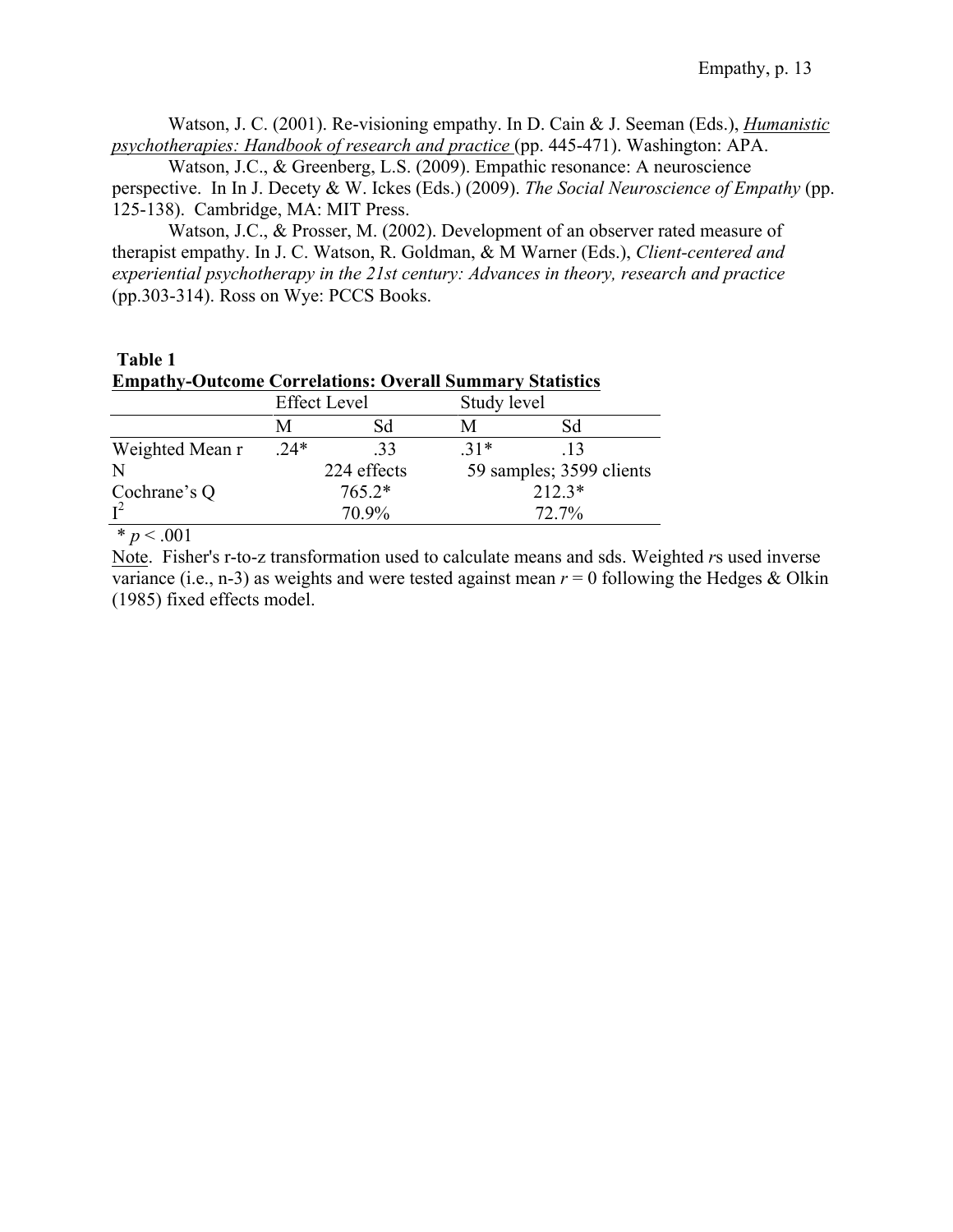Watson, J. C. (2001). Re-visioning empathy. In D. Cain & J. Seeman (Eds.), _Humanistic psychotherapies: Handbook of research and practice_ (pp. 445-471). Washington: APA.

Watson, J.C., & Greenberg, L.S. (2009). Empathic resonance: A neuroscience perspective. In In J. Decety & W. Ickes (Eds.) (2009). *The Social Neuroscience of Empathy* (pp. 125-138). Cambridge, MA: MIT Press.

Watson, J.C., & Prosser, M. (2002). Development of an observer rated measure of therapist empathy. In J. C. Watson, R. Goldman, & M Warner (Eds.), *Client-centered and experiential psychotherapy in the 21st century: Advances in theory, research and practice* (pp.303-314). Ross on Wye: PCCS Books.

**Table 1**
**Empathy-Outcome Correlations: Overall Summary Statistics**

| | Effect Level | | Study level | |
|---|---|---|---|---|
| | M | Sd | M | Sd |
| Weighted Mean r | .24* | .33 | .31* | .13 |
| N | 224 effects | | 59 samples; 3599 clients | |
| Cochrane's Q | 765.2* | | 212.3* | |
| $I^2$ | 70.9% | | 72.7% | |

* $p < .001$

Note. Fisher's r-to-z transformation used to calculate means and sds. Weighted *r*s used inverse variance (i.e., n-3) as weights and were tested against mean $r = 0$ following the Hedges & Olkin (1985) fixed effects model.